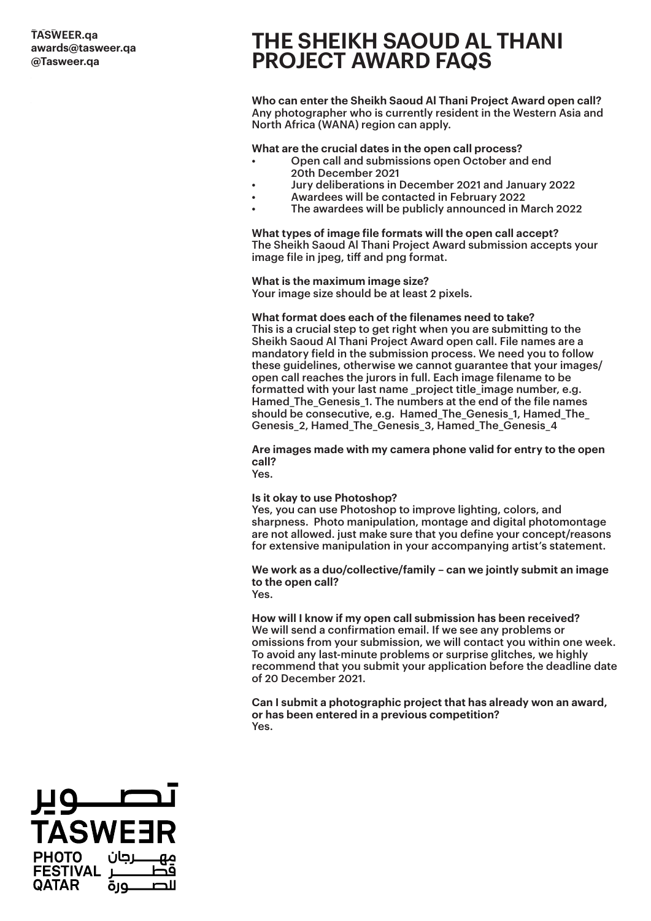TASWEER.qa
awards@tasweer.qa
@Tasweer.qa

# THE SHEIKH SAOUD AL THANI PROJECT AWARD FAQS

**Who can enter the Sheikh Saoud Al Thani Project Award open call?**
Any photographer who is currently resident in the Western Asia and North Africa (WANA) region can apply.

**What are the crucial dates in the open call process?**

- Open call and submissions open October and end 20th December 2021
- Jury deliberations in December 2021 and January 2022
- Awardees will be contacted in February 2022
- The awardees will be publicly announced in March 2022

**What types of image file formats will the open call accept?**
The Sheikh Saoud Al Thani Project Award submission accepts your image file in jpeg, tiff and png format.

**What is the maximum image size?**
Your image size should be at least 2 pixels.

**What format does each of the filenames need to take?**
This is a crucial step to get right when you are submitting to the Sheikh Saoud Al Thani Project Award open call. File names are a mandatory field in the submission process. We need you to follow these guidelines, otherwise we cannot guarantee that your images/ open call reaches the jurors in full. Each image filename to be formatted with your last name _project title_image number, e.g. Hamed_The_Genesis_1. The numbers at the end of the file names should be consecutive, e.g. Hamed_The_Genesis_1, Hamed_The_Genesis_2, Hamed_The_Genesis_3, Hamed_The_Genesis_4

**Are images made with my camera phone valid for entry to the open call?**
Yes.

**Is it okay to use Photoshop?**
Yes, you can use Photoshop to improve lighting, colors, and sharpness. Photo manipulation, montage and digital photomontage are not allowed. just make sure that you define your concept/reasons for extensive manipulation in your accompanying artist's statement.

**We work as a duo/collective/family – can we jointly submit an image to the open call?**
Yes.

**How will I know if my open call submission has been received?**
We will send a confirmation email. If we see any problems or omissions from your submission, we will contact you within one week. To avoid any last-minute problems or surprise glitches, we highly recommend that you submit your application before the deadline date of 20 December 2021.

**Can I submit a photographic project that has already won an award, or has been entered in a previous competition?**
Yes.

تصوير
TASWEER
PHOTO FESTIVAL QATAR
مهرجان قطر للصورة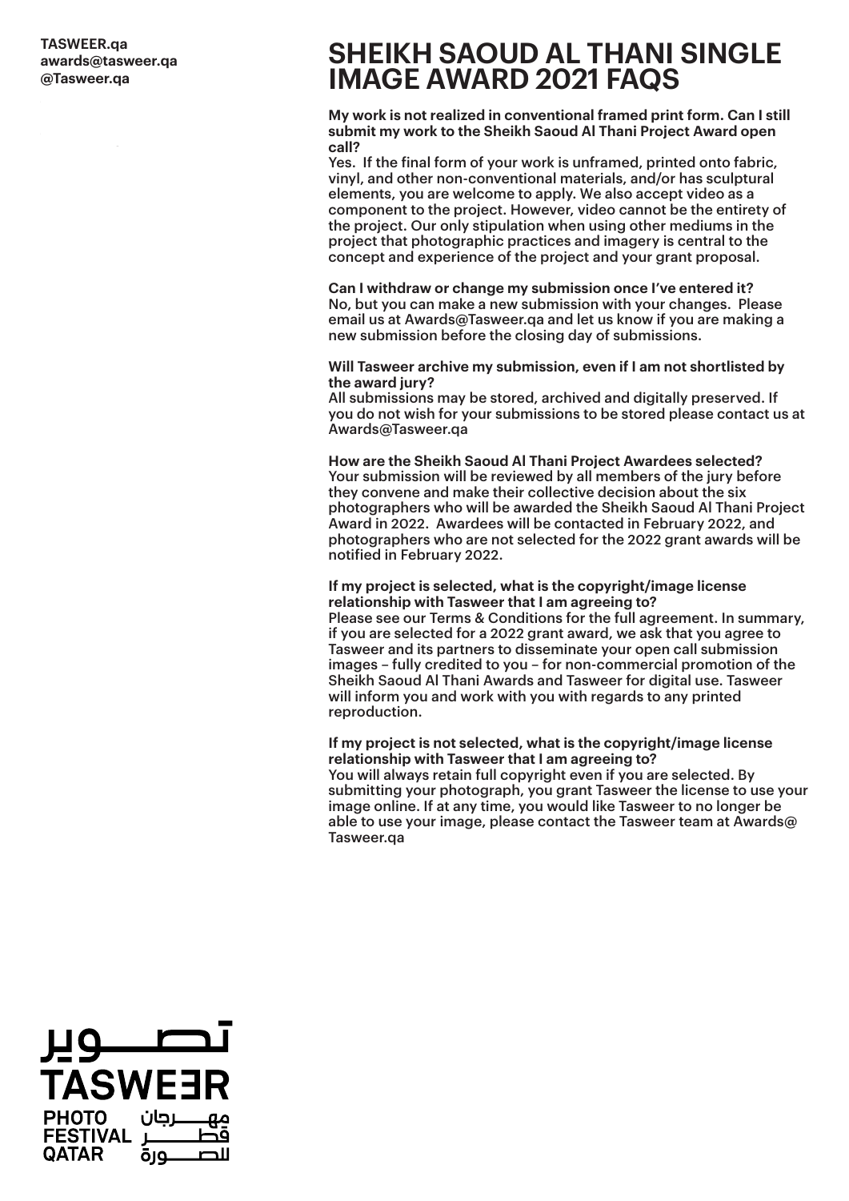TASWEER.qa
awards@tasweer.qa
@Tasweer.qa

# SHEIKH SAOUD AL THANI SINGLE IMAGE AWARD 2021 FAQS

**My work is not realized in conventional framed print form. Can I still submit my work to the Sheikh Saoud Al Thani Project Award open call?**
Yes. If the final form of your work is unframed, printed onto fabric, vinyl, and other non-conventional materials, and/or has sculptural elements, you are welcome to apply. We also accept video as a component to the project. However, video cannot be the entirety of the project. Our only stipulation when using other mediums in the project that photographic practices and imagery is central to the concept and experience of the project and your grant proposal.

**Can I withdraw or change my submission once I've entered it?**
No, but you can make a new submission with your changes. Please email us at Awards@Tasweer.qa and let us know if you are making a new submission before the closing day of submissions.

**Will Tasweer archive my submission, even if I am not shortlisted by the award jury?**
All submissions may be stored, archived and digitally preserved. If you do not wish for your submissions to be stored please contact us at Awards@Tasweer.qa

**How are the Sheikh Saoud Al Thani Project Awardees selected?**
Your submission will be reviewed by all members of the jury before they convene and make their collective decision about the six photographers who will be awarded the Sheikh Saoud Al Thani Project Award in 2022. Awardees will be contacted in February 2022, and photographers who are not selected for the 2022 grant awards will be notified in February 2022.

**If my project is selected, what is the copyright/image license relationship with Tasweer that I am agreeing to?**
Please see our Terms & Conditions for the full agreement. In summary, if you are selected for a 2022 grant award, we ask that you agree to Tasweer and its partners to disseminate your open call submission images – fully credited to you – for non-commercial promotion of the Sheikh Saoud Al Thani Awards and Tasweer for digital use. Tasweer will inform you and work with you with regards to any printed reproduction.

**If my project is not selected, what is the copyright/image license relationship with Tasweer that I am agreeing to?**
You will always retain full copyright even if you are selected. By submitting your photograph, you grant Tasweer the license to use your image online. If at any time, you would like Tasweer to no longer be able to use your image, please contact the Tasweer team at Awards@Tasweer.qa

تصوير
TASWEER
PHOTO FESTIVAL QATAR
مهرجان قطر للصورة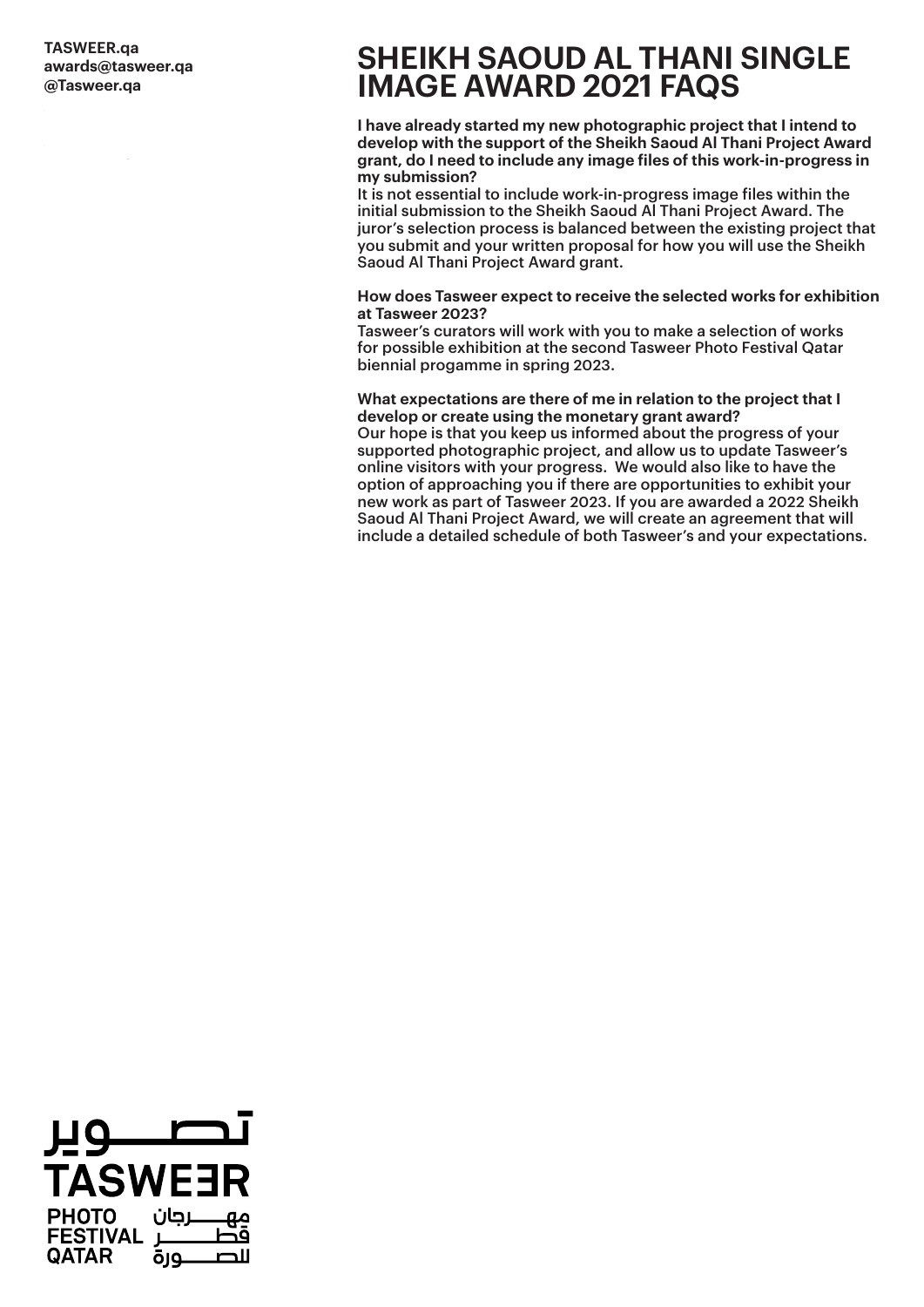TASWEER.qa
awards@tasweer.qa
@Tasweer.qa

# SHEIKH SAOUD AL THANI SINGLE IMAGE AWARD 2021 FAQS

**I have already started my new photographic project that I intend to develop with the support of the Sheikh Saoud Al Thani Project Award grant, do I need to include any image files of this work-in-progress in my submission?**
It is not essential to include work-in-progress image files within the initial submission to the Sheikh Saoud Al Thani Project Award. The juror's selection process is balanced between the existing project that you submit and your written proposal for how you will use the Sheikh Saoud Al Thani Project Award grant.

**How does Tasweer expect to receive the selected works for exhibition at Tasweer 2023?**
Tasweer's curators will work with you to make a selection of works for possible exhibition at the second Tasweer Photo Festival Qatar biennial progamme in spring 2023.

**What expectations are there of me in relation to the project that I develop or create using the monetary grant award?**
Our hope is that you keep us informed about the progress of your supported photographic project, and allow us to update Tasweer's online visitors with your progress. We would also like to have the option of approaching you if there are opportunities to exhibit your new work as part of Tasweer 2023. If you are awarded a 2022 Sheikh Saoud Al Thani Project Award, we will create an agreement that will include a detailed schedule of both Tasweer's and your expectations.

تصوير
TASWEER
PHOTO FESTIVAL QATAR
مهرجان قطر للصورة